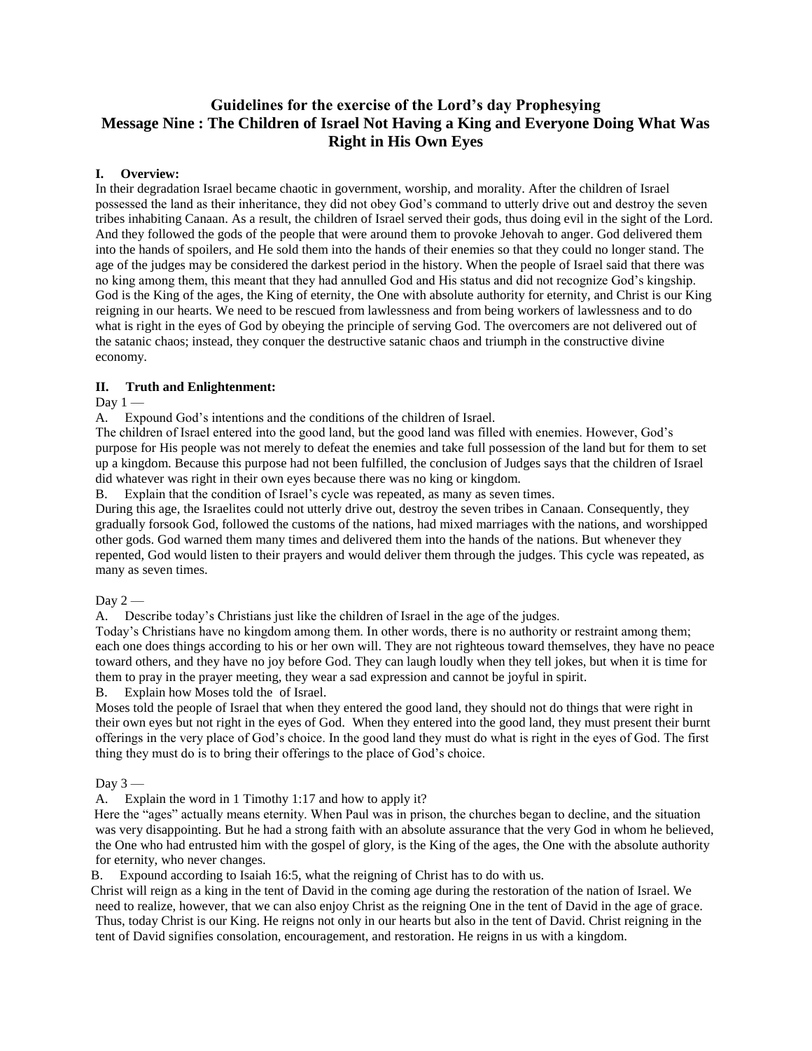# Guidelines for the exercise of the Lord's day Prophesying
## Message Nine : The Children of Israel Not Having a King and Everyone Doing What Was Right in His Own Eyes

### I. Overview:

In their degradation Israel became chaotic in government, worship, and morality. After the children of Israel possessed the land as their inheritance, they did not obey God's command to utterly drive out and destroy the seven tribes inhabiting Canaan. As a result, the children of Israel served their gods, thus doing evil in the sight of the Lord. And they followed the gods of the people that were around them to provoke Jehovah to anger. God delivered them into the hands of spoilers, and He sold them into the hands of their enemies so that they could no longer stand. The age of the judges may be considered the darkest period in the history. When the people of Israel said that there was no king among them, this meant that they had annulled God and His status and did not recognize God's kingship. God is the King of the ages, the King of eternity, the One with absolute authority for eternity, and Christ is our King reigning in our hearts. We need to be rescued from lawlessness and from being workers of lawlessness and to do what is right in the eyes of God by obeying the principle of serving God. The overcomers are not delivered out of the satanic chaos; instead, they conquer the destructive satanic chaos and triumph in the constructive divine economy.

### II. Truth and Enlightenment:

Day 1 —

A. Expound God's intentions and the conditions of the children of Israel.

The children of Israel entered into the good land, but the good land was filled with enemies. However, God's purpose for His people was not merely to defeat the enemies and take full possession of the land but for them to set up a kingdom. Because this purpose had not been fulfilled, the conclusion of Judges says that the children of Israel did whatever was right in their own eyes because there was no king or kingdom.

B. Explain that the condition of Israel's cycle was repeated, as many as seven times.

During this age, the Israelites could not utterly drive out, destroy the seven tribes in Canaan. Consequently, they gradually forsook God, followed the customs of the nations, had mixed marriages with the nations, and worshipped other gods. God warned them many times and delivered them into the hands of the nations. But whenever they repented, God would listen to their prayers and would deliver them through the judges. This cycle was repeated, as many as seven times.

Day 2 —

A. Describe today's Christians just like the children of Israel in the age of the judges.

Today's Christians have no kingdom among them. In other words, there is no authority or restraint among them; each one does things according to his or her own will. They are not righteous toward themselves, they have no peace toward others, and they have no joy before God. They can laugh loudly when they tell jokes, but when it is time for them to pray in the prayer meeting, they wear a sad expression and cannot be joyful in spirit.

B. Explain how Moses told the of Israel.

Moses told the people of Israel that when they entered the good land, they should not do things that were right in their own eyes but not right in the eyes of God. When they entered into the good land, they must present their burnt offerings in the very place of God's choice. In the good land they must do what is right in the eyes of God. The first thing they must do is to bring their offerings to the place of God's choice.

Day 3 —

A. Explain the word in 1 Timothy 1:17 and how to apply it?

Here the "ages" actually means eternity. When Paul was in prison, the churches began to decline, and the situation was very disappointing. But he had a strong faith with an absolute assurance that the very God in whom he believed, the One who had entrusted him with the gospel of glory, is the King of the ages, the One with the absolute authority for eternity, who never changes.

B. Expound according to Isaiah 16:5, what the reigning of Christ has to do with us.

Christ will reign as a king in the tent of David in the coming age during the restoration of the nation of Israel. We need to realize, however, that we can also enjoy Christ as the reigning One in the tent of David in the age of grace. Thus, today Christ is our King. He reigns not only in our hearts but also in the tent of David. Christ reigning in the tent of David signifies consolation, encouragement, and restoration. He reigns in us with a kingdom.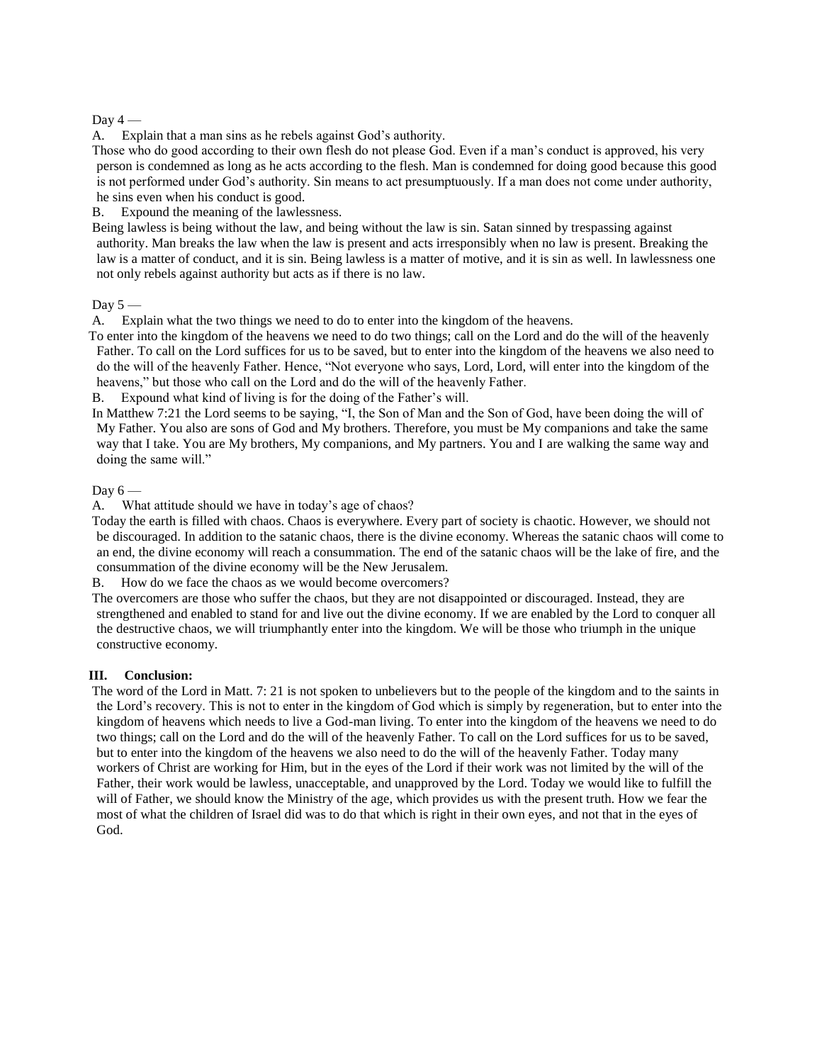Day 4 —

A. Explain that a man sins as he rebels against God's authority.

Those who do good according to their own flesh do not please God. Even if a man's conduct is approved, his very person is condemned as long as he acts according to the flesh. Man is condemned for doing good because this good is not performed under God's authority. Sin means to act presumptuously. If a man does not come under authority, he sins even when his conduct is good.

B. Expound the meaning of the lawlessness.

Being lawless is being without the law, and being without the law is sin. Satan sinned by trespassing against authority. Man breaks the law when the law is present and acts irresponsibly when no law is present. Breaking the law is a matter of conduct, and it is sin. Being lawless is a matter of motive, and it is sin as well. In lawlessness one not only rebels against authority but acts as if there is no law.

Day 5 —

A. Explain what the two things we need to do to enter into the kingdom of the heavens.

To enter into the kingdom of the heavens we need to do two things; call on the Lord and do the will of the heavenly Father. To call on the Lord suffices for us to be saved, but to enter into the kingdom of the heavens we also need to do the will of the heavenly Father. Hence, "Not everyone who says, Lord, Lord, will enter into the kingdom of the heavens," but those who call on the Lord and do the will of the heavenly Father.

B. Expound what kind of living is for the doing of the Father's will.

In Matthew 7:21 the Lord seems to be saying, "I, the Son of Man and the Son of God, have been doing the will of My Father. You also are sons of God and My brothers. Therefore, you must be My companions and take the same way that I take. You are My brothers, My companions, and My partners. You and I are walking the same way and doing the same will."

Day 6 —

A. What attitude should we have in today's age of chaos?

Today the earth is filled with chaos. Chaos is everywhere. Every part of society is chaotic. However, we should not be discouraged. In addition to the satanic chaos, there is the divine economy. Whereas the satanic chaos will come to an end, the divine economy will reach a consummation. The end of the satanic chaos will be the lake of fire, and the consummation of the divine economy will be the New Jerusalem.

B. How do we face the chaos as we would become overcomers?

The overcomers are those who suffer the chaos, but they are not disappointed or discouraged. Instead, they are strengthened and enabled to stand for and live out the divine economy. If we are enabled by the Lord to conquer all the destructive chaos, we will triumphantly enter into the kingdom. We will be those who triumph in the unique constructive economy.

## III. Conclusion:

The word of the Lord in Matt. 7: 21 is not spoken to unbelievers but to the people of the kingdom and to the saints in the Lord's recovery. This is not to enter in the kingdom of God which is simply by regeneration, but to enter into the kingdom of heavens which needs to live a God-man living. To enter into the kingdom of the heavens we need to do two things; call on the Lord and do the will of the heavenly Father. To call on the Lord suffices for us to be saved, but to enter into the kingdom of the heavens we also need to do the will of the heavenly Father. Today many workers of Christ are working for Him, but in the eyes of the Lord if their work was not limited by the will of the Father, their work would be lawless, unacceptable, and unapproved by the Lord. Today we would like to fulfill the will of Father, we should know the Ministry of the age, which provides us with the present truth. How we fear the most of what the children of Israel did was to do that which is right in their own eyes, and not that in the eyes of God.